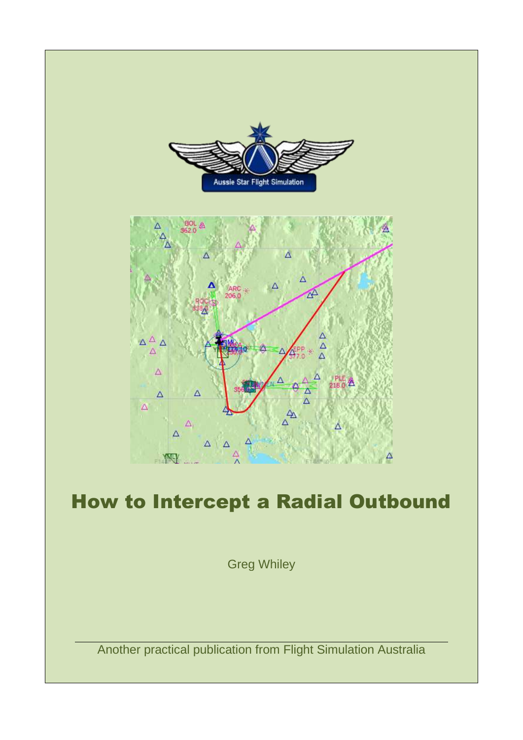# How to Intercept a Radial Outbound

Greg Whiley

Another practical publication from Flight Simulation Australia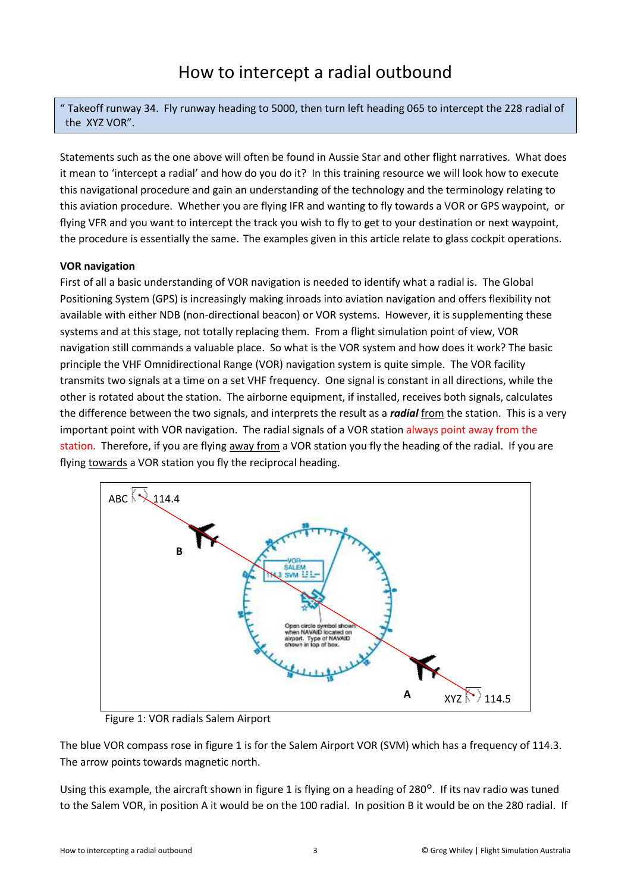# How to intercept a radial outbound

" Takeoff runway 34. Fly runway heading to 5000, then turn left heading 065 to intercept the 228 radial of the XYZ VOR".

Statements such as the one above will often be found in Aussie Star and other flight narratives. What does it mean to 'intercept a radial' and how do you do it? In this training resource we will look how to execute this navigational procedure and gain an understanding of the technology and the terminology relating to this aviation procedure. Whether you are flying IFR and wanting to fly towards a VOR or GPS waypoint, or flying VFR and you want to intercept the track you wish to fly to get to your destination or next waypoint, the procedure is essentially the same. The examples given in this article relate to glass cockpit operations.

**VOR navigation**

First of all a basic understanding of VOR navigation is needed to identify what a radial is. The Global Positioning System (GPS) is increasingly making inroads into aviation navigation and offers flexibility not available with either NDB (non-directional beacon) or VOR systems. However, it is supplementing these systems and at this stage, not totally replacing them. From a flight simulation point of view, VOR navigation still commands a valuable place. So what is the VOR system and how does it work? The basic principle the VHF Omnidirectional Range (VOR) navigation system is quite simple. The VOR facility transmits two signals at a time on a set VHF frequency. One signal is constant in all directions, while the other is rotated about the station. The airborne equipment, if installed, receives both signals, calculates the difference between the two signals, and interprets the result as a ***radial*** from the station. This is a very important point with VOR navigation. The radial signals of a VOR station always point away from the station. Therefore, if you are flying away from a VOR station you fly the heading of the radial. If you are flying towards a VOR station you fly the reciprocal heading.

Figure 1: VOR radials Salem Airport

The blue VOR compass rose in figure 1 is for the Salem Airport VOR (SVM) which has a frequency of 114.3. The arrow points towards magnetic north.

Using this example, the aircraft shown in figure 1 is flying on a heading of 280°. If its nav radio was tuned to the Salem VOR, in position A it would be on the 100 radial. In position B it would be on the 280 radial. If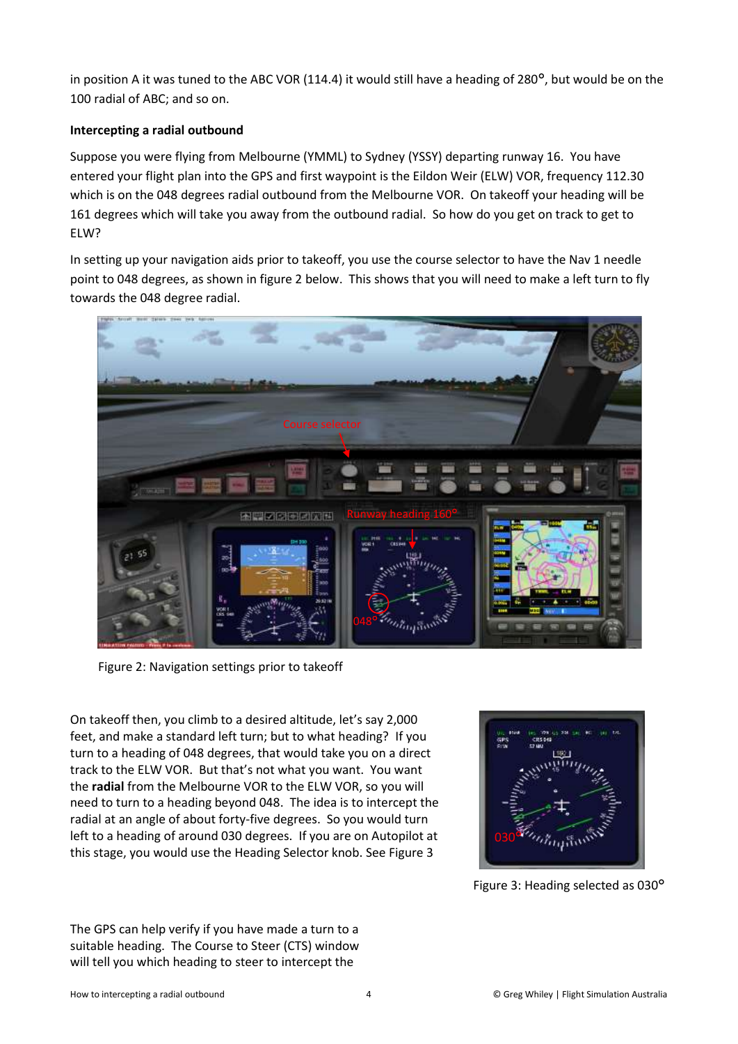in position A it was tuned to the ABC VOR (114.4) it would still have a heading of 280°, but would be on the 100 radial of ABC; and so on.

**Intercepting a radial outbound**

Suppose you were flying from Melbourne (YMML) to Sydney (YSSY) departing runway 16. You have entered your flight plan into the GPS and first waypoint is the Eildon Weir (ELW) VOR, frequency 112.30 which is on the 048 degrees radial outbound from the Melbourne VOR. On takeoff your heading will be 161 degrees which will take you away from the outbound radial. So how do you get on track to get to ELW?

In setting up your navigation aids prior to takeoff, you use the course selector to have the Nav 1 needle point to 048 degrees, as shown in figure 2 below. This shows that you will need to make a left turn to fly towards the 048 degree radial.

Figure 2: Navigation settings prior to takeoff

On takeoff then, you climb to a desired altitude, let's say 2,000 feet, and make a standard left turn; but to what heading? If you turn to a heading of 048 degrees, that would take you on a direct track to the ELW VOR. But that's not what you want. You want the **radial** from the Melbourne VOR to the ELW VOR, so you will need to turn to a heading beyond 048. The idea is to intercept the radial at an angle of about forty-five degrees. So you would turn left to a heading of around 030 degrees. If you are on Autopilot at this stage, you would use the Heading Selector knob. See Figure 3

Figure 3: Heading selected as 030°

The GPS can help verify if you have made a turn to a suitable heading. The Course to Steer (CTS) window will tell you which heading to steer to intercept the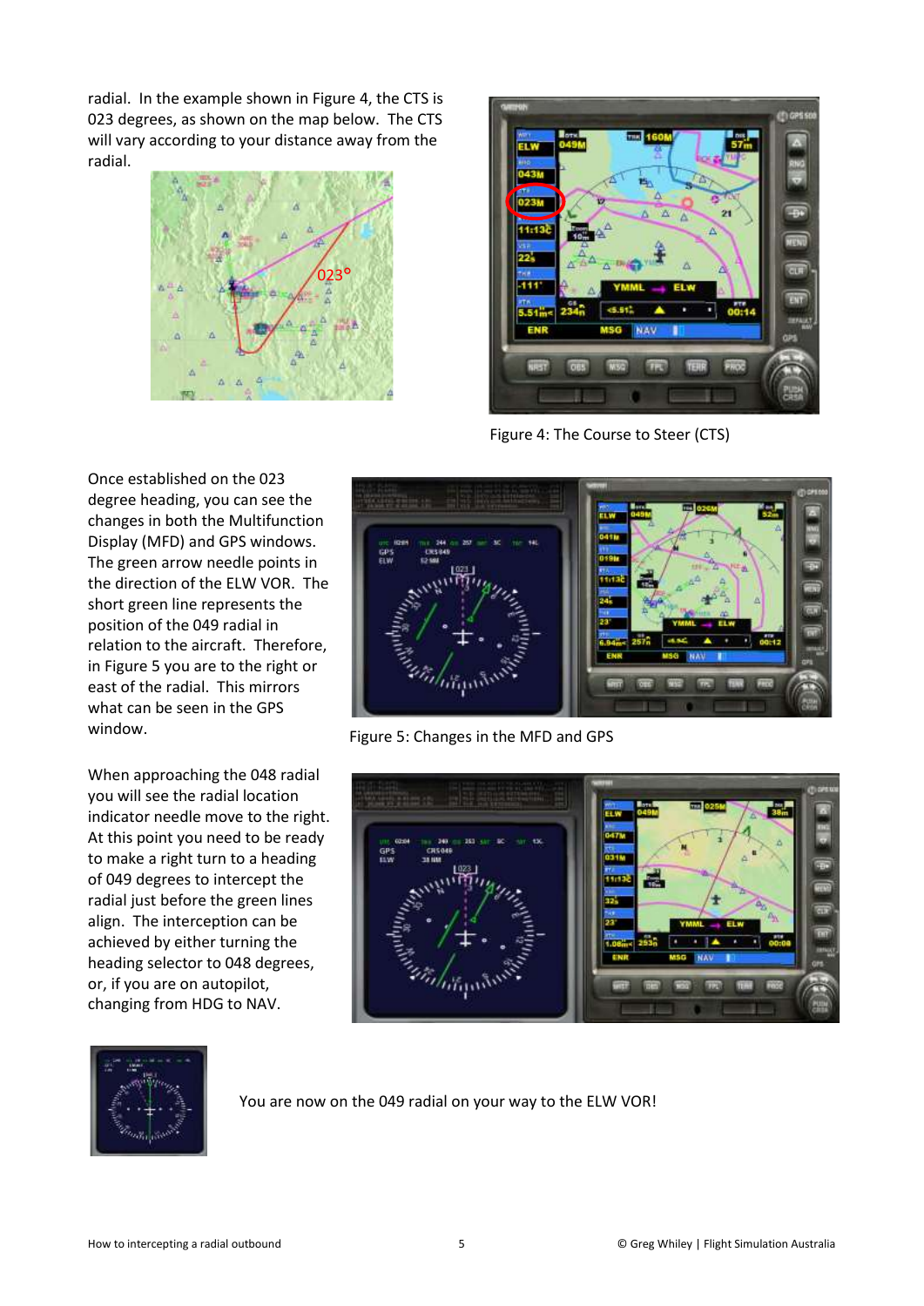radial. In the example shown in Figure 4, the CTS is 023 degrees, as shown on the map below. The CTS will vary according to your distance away from the radial.

023°

Figure 4: The Course to Steer (CTS)

Once established on the 023 degree heading, you can see the changes in both the Multifunction Display (MFD) and GPS windows. The green arrow needle points in the direction of the ELW VOR. The short green line represents the position of the 049 radial in relation to the aircraft. Therefore, in Figure 5 you are to the right or east of the radial. This mirrors what can be seen in the GPS window.

Figure 5: Changes in the MFD and GPS

When approaching the 048 radial you will see the radial location indicator needle move to the right. At this point you need to be ready to make a right turn to a heading of 049 degrees to intercept the radial just before the green lines align. The interception can be achieved by either turning the heading selector to 048 degrees, or, if you are on autopilot, changing from HDG to NAV.

You are now on the 049 radial on your way to the ELW VOR!